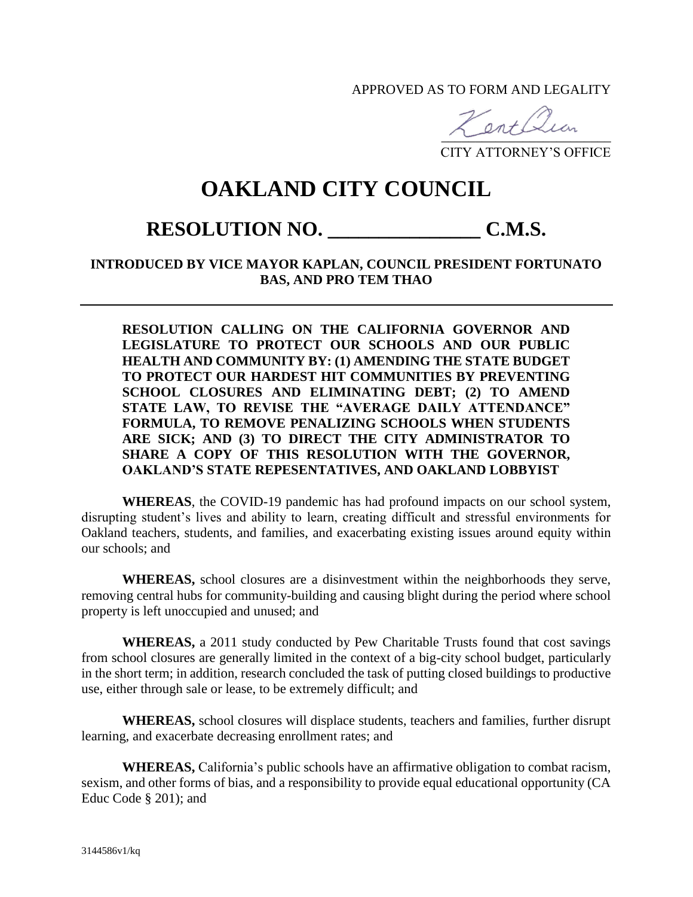APPROVED AS TO FORM AND LEGALITY

CITY ATTORNEY'S OFFICE

# OAKLAND CITY COUNCIL

## RESOLUTION NO. _______________ C.M.S.

**INTRODUCED BY VICE MAYOR KAPLAN, COUNCIL PRESIDENT FORTUNATO BAS, AND PRO TEM THAO**

---

**RESOLUTION CALLING ON THE CALIFORNIA GOVERNOR AND LEGISLATURE TO PROTECT OUR SCHOOLS AND OUR PUBLIC HEALTH AND COMMUNITY BY: (1) AMENDING THE STATE BUDGET TO PROTECT OUR HARDEST HIT COMMUNITIES BY PREVENTING SCHOOL CLOSURES AND ELIMINATING DEBT; (2) TO AMEND STATE LAW, TO REVISE THE "AVERAGE DAILY ATTENDANCE" FORMULA, TO REMOVE PENALIZING SCHOOLS WHEN STUDENTS ARE SICK; AND (3) TO DIRECT THE CITY ADMINISTRATOR TO SHARE A COPY OF THIS RESOLUTION WITH THE GOVERNOR, OAKLAND'S STATE REPESENTATIVES, AND OAKLAND LOBBYIST**

**WHEREAS**, the COVID-19 pandemic has had profound impacts on our school system, disrupting student's lives and ability to learn, creating difficult and stressful environments for Oakland teachers, students, and families, and exacerbating existing issues around equity within our schools; and

**WHEREAS,** school closures are a disinvestment within the neighborhoods they serve, removing central hubs for community-building and causing blight during the period where school property is left unoccupied and unused; and

**WHEREAS,** a 2011 study conducted by Pew Charitable Trusts found that cost savings from school closures are generally limited in the context of a big-city school budget, particularly in the short term; in addition, research concluded the task of putting closed buildings to productive use, either through sale or lease, to be extremely difficult; and

**WHEREAS,** school closures will displace students, teachers and families, further disrupt learning, and exacerbate decreasing enrollment rates; and

**WHEREAS,** California's public schools have an affirmative obligation to combat racism, sexism, and other forms of bias, and a responsibility to provide equal educational opportunity (CA Educ Code § 201); and

3144586v1/kq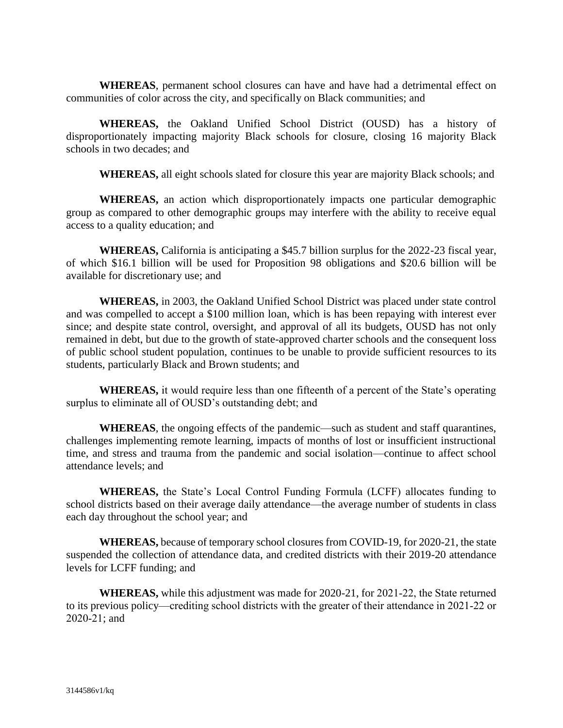**WHEREAS**, permanent school closures can have and have had a detrimental effect on communities of color across the city, and specifically on Black communities; and

**WHEREAS,** the Oakland Unified School District (OUSD) has a history of disproportionately impacting majority Black schools for closure, closing 16 majority Black schools in two decades; and

**WHEREAS,** all eight schools slated for closure this year are majority Black schools; and

**WHEREAS,** an action which disproportionately impacts one particular demographic group as compared to other demographic groups may interfere with the ability to receive equal access to a quality education; and

**WHEREAS,** California is anticipating a $45.7 billion surplus for the 2022-23 fiscal year, of which $16.1 billion will be used for Proposition 98 obligations and $20.6 billion will be available for discretionary use; and

**WHEREAS,** in 2003, the Oakland Unified School District was placed under state control and was compelled to accept a $100 million loan, which is has been repaying with interest ever since; and despite state control, oversight, and approval of all its budgets, OUSD has not only remained in debt, but due to the growth of state-approved charter schools and the consequent loss of public school student population, continues to be unable to provide sufficient resources to its students, particularly Black and Brown students; and

**WHEREAS,** it would require less than one fifteenth of a percent of the State's operating surplus to eliminate all of OUSD's outstanding debt; and

**WHEREAS**, the ongoing effects of the pandemic—such as student and staff quarantines, challenges implementing remote learning, impacts of months of lost or insufficient instructional time, and stress and trauma from the pandemic and social isolation—continue to affect school attendance levels; and

**WHEREAS,** the State's Local Control Funding Formula (LCFF) allocates funding to school districts based on their average daily attendance—the average number of students in class each day throughout the school year; and

**WHEREAS,** because of temporary school closures from COVID-19, for 2020-21, the state suspended the collection of attendance data, and credited districts with their 2019-20 attendance levels for LCFF funding; and

**WHEREAS,** while this adjustment was made for 2020-21, for 2021-22, the State returned to its previous policy—crediting school districts with the greater of their attendance in 2021-22 or 2020-21; and

3144586v1/kq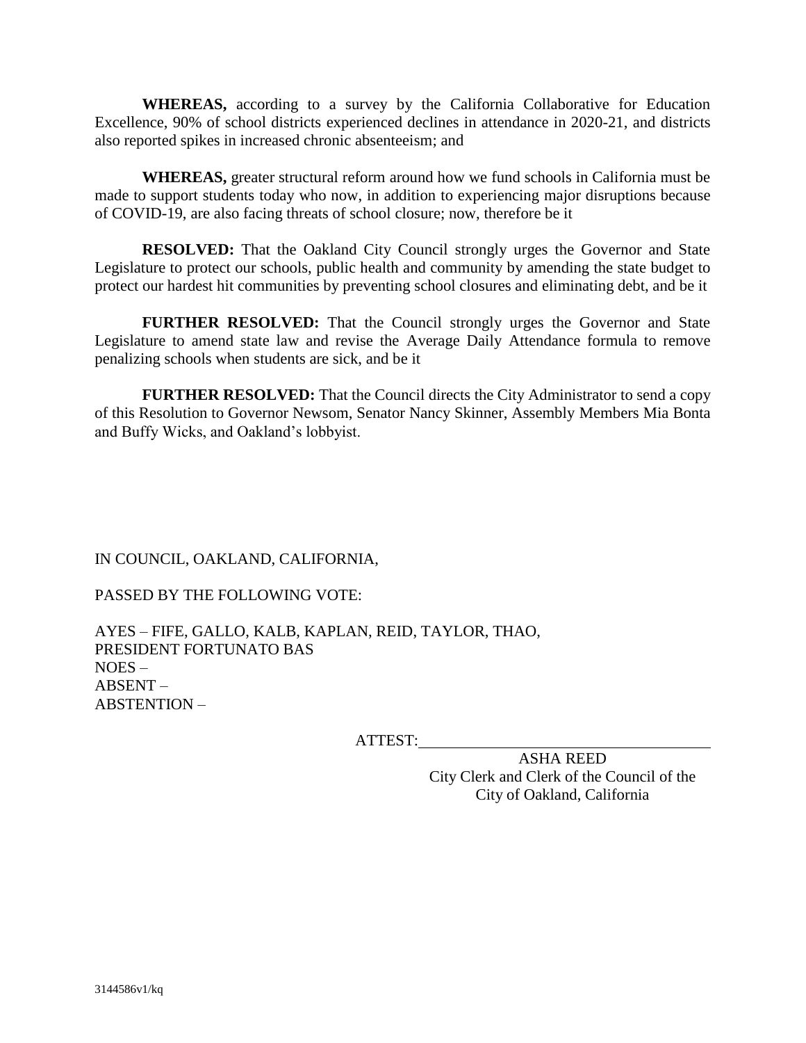**WHEREAS,** according to a survey by the California Collaborative for Education Excellence, 90% of school districts experienced declines in attendance in 2020-21, and districts also reported spikes in increased chronic absenteeism; and

**WHEREAS,** greater structural reform around how we fund schools in California must be made to support students today who now, in addition to experiencing major disruptions because of COVID-19, are also facing threats of school closure; now, therefore be it

**RESOLVED:** That the Oakland City Council strongly urges the Governor and State Legislature to protect our schools, public health and community by amending the state budget to protect our hardest hit communities by preventing school closures and eliminating debt, and be it

**FURTHER RESOLVED:** That the Council strongly urges the Governor and State Legislature to amend state law and revise the Average Daily Attendance formula to remove penalizing schools when students are sick, and be it

**FURTHER RESOLVED:** That the Council directs the City Administrator to send a copy of this Resolution to Governor Newsom, Senator Nancy Skinner, Assembly Members Mia Bonta and Buffy Wicks, and Oakland's lobbyist.

IN COUNCIL, OAKLAND, CALIFORNIA,

PASSED BY THE FOLLOWING VOTE:

AYES – FIFE, GALLO, KALB, KAPLAN, REID, TAYLOR, THAO, PRESIDENT FORTUNATO BAS
NOES –
ABSENT –
ABSTENTION –

ATTEST: ______________________________

ASHA REED
City Clerk and Clerk of the Council of the
City of Oakland, California

3144586v1/kq